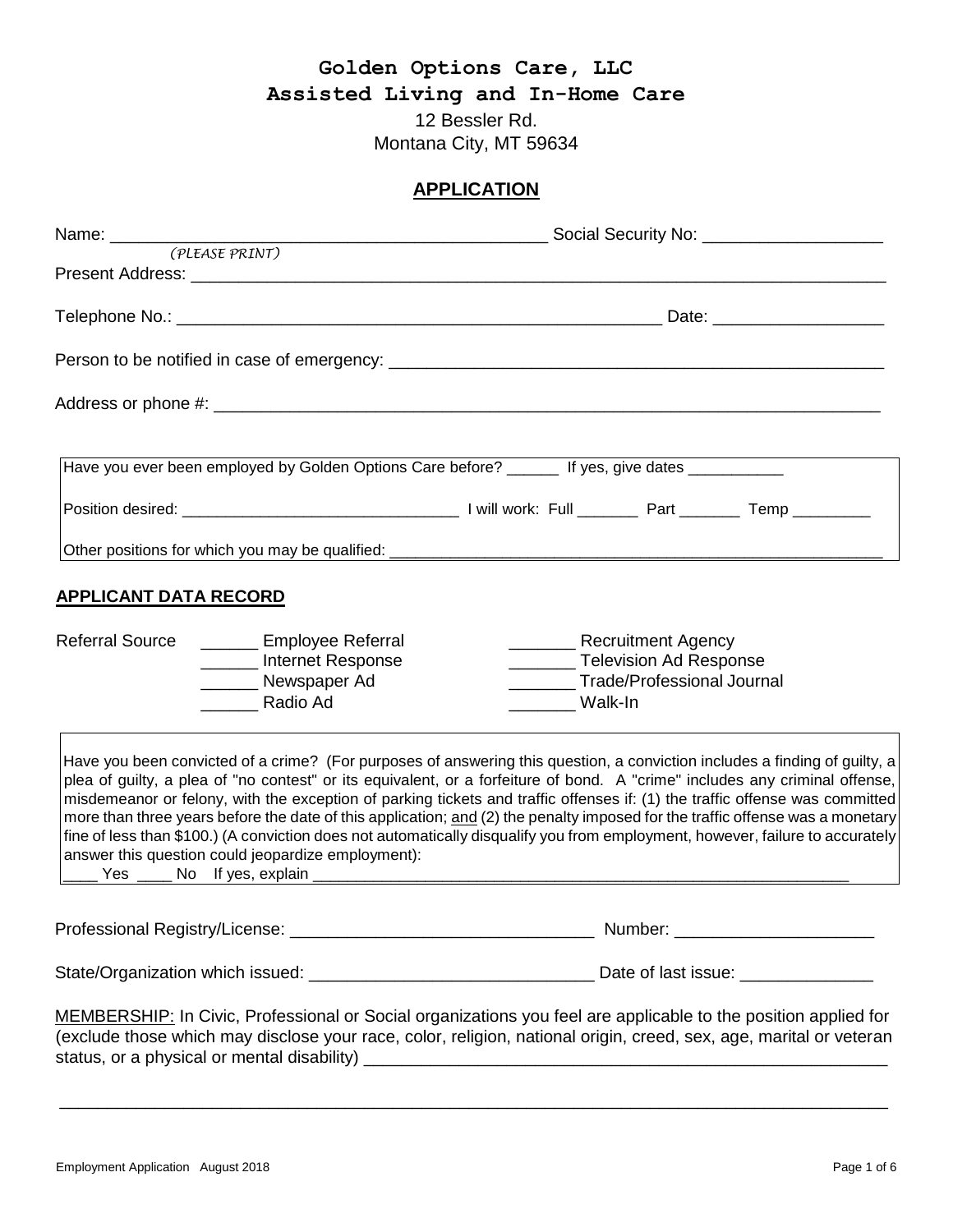# Golden Options Care, LLC
## Assisted Living and In-Home Care

12 Bessler Rd.
Montana City, MT 59634

## APPLICATION

Name: ______________________________________________ Social Security No: ___________________
*(PLEASE PRINT)*

Present Address: ___________________________________________________________________________

Telephone No.: ____________________________________________________ Date: __________________

Person to be notified in case of emergency: _____________________________________________________

Address or phone #: _______________________________________________________________________

---

Have you ever been employed by Golden Options Care before? ______ If yes, give dates ___________

Position desired: ________________________________ I will work: Full _______ Part _______ Temp _________

Other positions for which you may be qualified: ___________________________________________________

---

### APPLICANT DATA RECORD

Referral Source

- ______ Employee Referral
- ______ Internet Response
- ______ Newspaper Ad
- ______ Radio Ad
- _______ Recruitment Agency
- _______ Television Ad Response
- _______ Trade/Professional Journal
- _______ Walk-In

---

Have you been convicted of a crime? (For purposes of answering this question, a conviction includes a finding of guilty, a plea of guilty, a plea of "no contest" or its equivalent, or a forfeiture of bond. A "crime" includes any criminal offense, misdemeanor or felony, with the exception of parking tickets and traffic offenses if: (1) the traffic offense was committed more than three years before the date of this application; and (2) the penalty imposed for the traffic offense was a monetary fine of less than $100.) (A conviction does not automatically disqualify you from employment, however, failure to accurately answer this question could jeopardize employment):

____ Yes ____ No If yes, explain _______________________________________________________________

---

Professional Registry/License: ________________________________ Number: _____________________

State/Organization which issued: _____________________________ Date of last issue: ______________

MEMBERSHIP: In Civic, Professional or Social organizations you feel are applicable to the position applied for (exclude those which may disclose your race, color, religion, national origin, creed, sex, age, marital or veteran status, or a physical or mental disability) ________________________________________________________

___________________________________________________________________________________________

Employment Application August 2018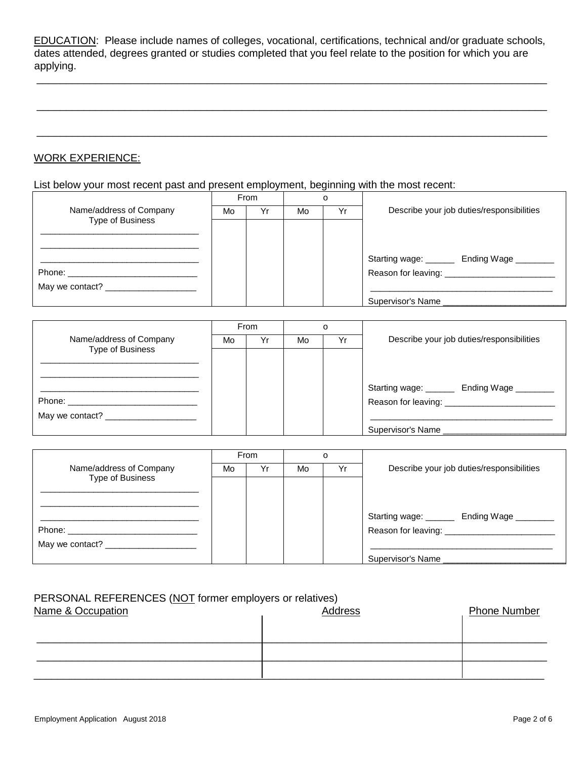EDUCATION: Please include names of colleges, vocational, certifications, technical and/or graduate schools, dates attended, degrees granted or studies completed that you feel relate to the position for which you are applying.

_______________________________________________________________________________

_______________________________________________________________________________

_______________________________________________________________________________

WORK EXPERIENCE:

List below your most recent past and present employment, beginning with the most recent:

| Name/address of Company<br>Type of Business | From | | o | | Describe your job duties/responsibilities |
|---|---|---|---|---|---|
| | Mo | Yr | Mo | Yr | |
| ______________________________<br>______________________________<br>______________________________<br>Phone: _________________________<br>May we contact? _________________ | | | | | Starting wage: ______ Ending Wage ________<br>Reason for leaving: ______________________<br>_____________________________________<br>Supervisor's Name ________________________ |

| Name/address of Company<br>Type of Business | From | | o | | Describe your job duties/responsibilities |
|---|---|---|---|---|---|
| | Mo | Yr | Mo | Yr | |
| ______________________________<br>______________________________<br>______________________________<br>Phone: _________________________<br>May we contact? _________________ | | | | | Starting wage: ______ Ending Wage ________<br>Reason for leaving: ______________________<br>_____________________________________<br>Supervisor's Name ________________________ |

| Name/address of Company<br>Type of Business | From | | o | | Describe your job duties/responsibilities |
|---|---|---|---|---|---|
| | Mo | Yr | Mo | Yr | |
| ______________________________<br>______________________________<br>______________________________<br>Phone: _________________________<br>May we contact? _________________ | | | | | Starting wage: ______ Ending Wage ________<br>Reason for leaving: ______________________<br>_____________________________________<br>Supervisor's Name ________________________ |

PERSONAL REFERENCES (NOT former employers or relatives)

| Name & Occupation | Address | Phone Number |
|---|---|---|
| | | |
| | | |
| | | |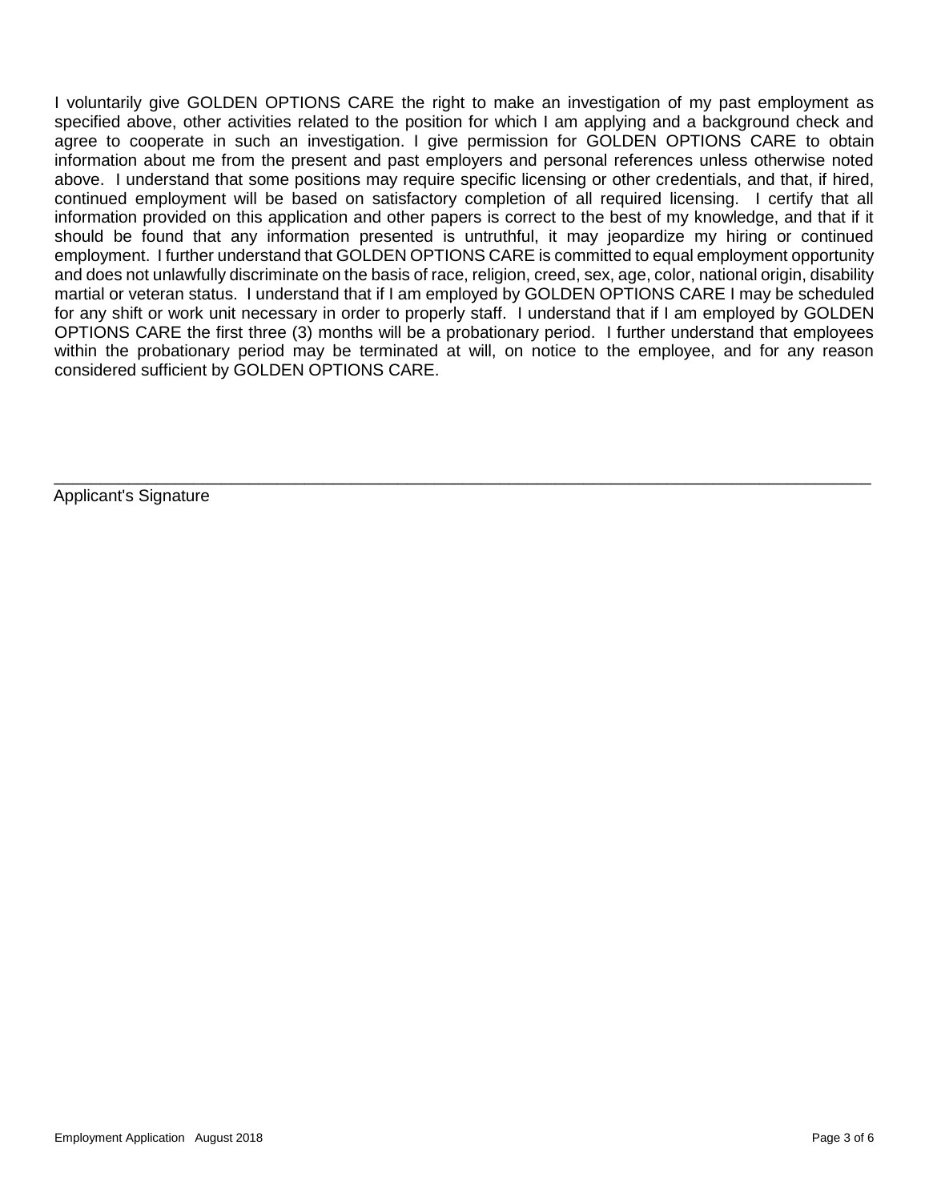I voluntarily give GOLDEN OPTIONS CARE the right to make an investigation of my past employment as specified above, other activities related to the position for which I am applying and a background check and agree to cooperate in such an investigation. I give permission for GOLDEN OPTIONS CARE to obtain information about me from the present and past employers and personal references unless otherwise noted above. I understand that some positions may require specific licensing or other credentials, and that, if hired, continued employment will be based on satisfactory completion of all required licensing. I certify that all information provided on this application and other papers is correct to the best of my knowledge, and that if it should be found that any information presented is untruthful, it may jeopardize my hiring or continued employment. I further understand that GOLDEN OPTIONS CARE is committed to equal employment opportunity and does not unlawfully discriminate on the basis of race, religion, creed, sex, age, color, national origin, disability martial or veteran status. I understand that if I am employed by GOLDEN OPTIONS CARE I may be scheduled for any shift or work unit necessary in order to properly staff. I understand that if I am employed by GOLDEN OPTIONS CARE the first three (3) months will be a probationary period. I further understand that employees within the probationary period may be terminated at will, on notice to the employee, and for any reason considered sufficient by GOLDEN OPTIONS CARE.

\_\_\_\_\_\_\_\_\_\_\_\_\_\_\_\_\_\_\_\_\_\_\_\_\_\_\_\_\_\_\_\_\_\_\_\_\_\_\_\_\_\_\_\_\_\_\_\_\_\_\_\_\_\_\_\_\_\_\_\_\_\_\_\_\_\_\_\_\_\_

Applicant's Signature

Employment Application August 2018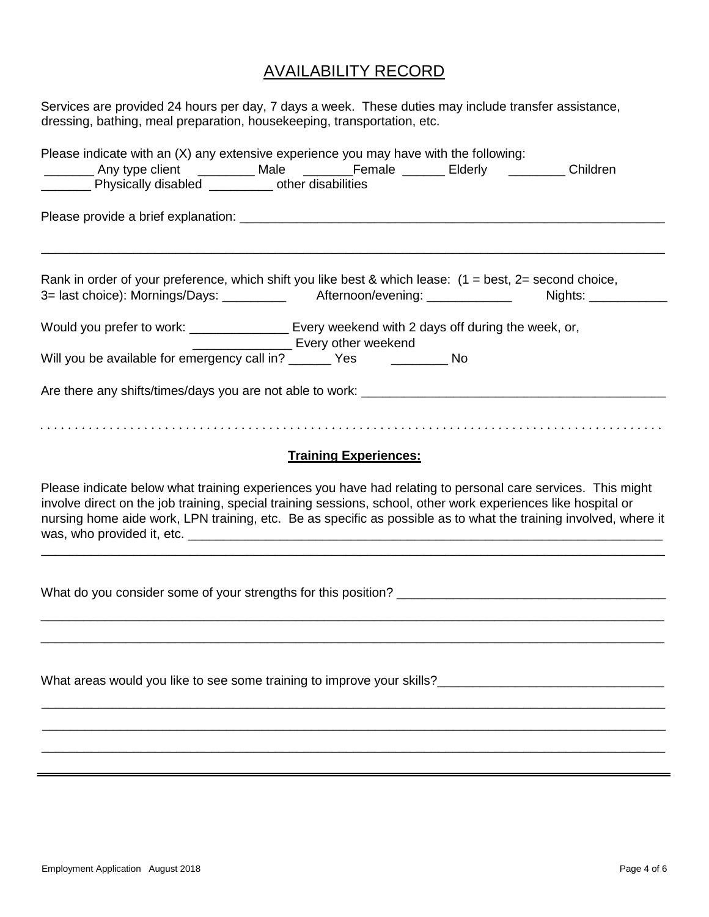# AVAILABILITY RECORD

Services are provided 24 hours per day, 7 days a week. These duties may include transfer assistance, dressing, bathing, meal preparation, housekeeping, transportation, etc.

Please indicate with an (X) any extensive experience you may have with the following:
_______ Any type client ________ Male _______Female ______ Elderly ________ Children
_______ Physically disabled _________ other disabilities

Please provide a brief explanation: ____________________________________________________________

_____________________________________________________________________________________

Rank in order of your preference, which shift you like best & which lease: (1 = best, 2= second choice, 3= last choice): Mornings/Days: _________ Afternoon/evening: ____________ Nights: ___________

Would you prefer to work: ______________ Every weekend with 2 days off during the week, or,
______________ Every other weekend

Will you be available for emergency call in? ______ Yes ________ No

Are there any shifts/times/days you are not able to work: ___________________________________________

. . . . . . . . . . . . . . . . . . . . . . . . . . . . . . . . . . . . . . . . . . . . . . . . . . . . . . . . . . . . . . . . . . . . . . . . . . . . . . . . . . . . . . . . . . .

**Training Experiences:**

Please indicate below what training experiences you have had relating to personal care services. This might involve direct on the job training, special training sessions, school, other work experiences like hospital or nursing home aide work, LPN training, etc. Be as specific as possible as to what the training involved, where it was, who provided it, etc. ______________________________________________________________________

_____________________________________________________________________________________

What do you consider some of your strengths for this position? _____________________________________

_____________________________________________________________________________________

_____________________________________________________________________________________

What areas would you like to see some training to improve your skills?________________________________

_____________________________________________________________________________________

_____________________________________________________________________________________

_____________________________________________________________________________________

Employment Application August 2018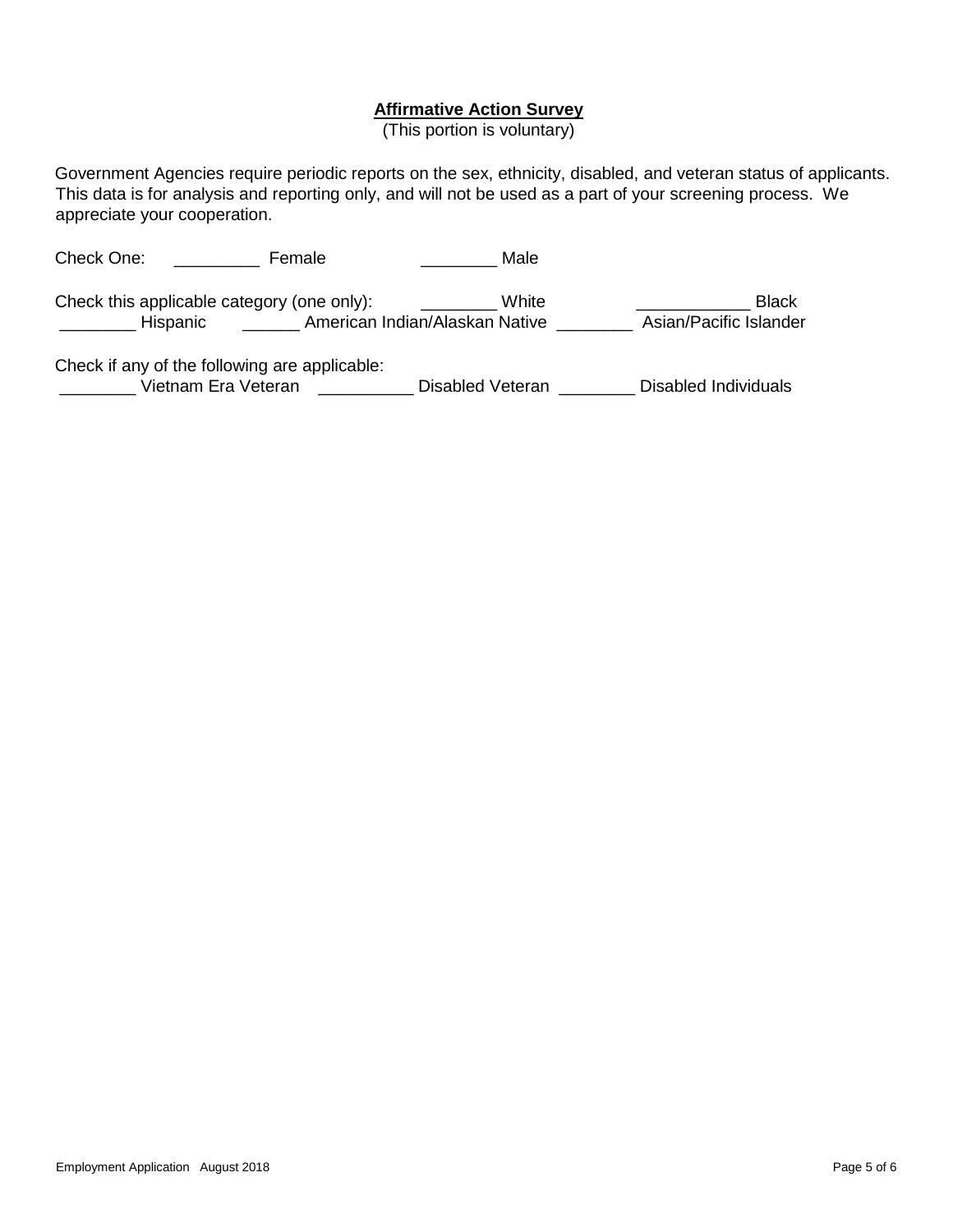**Affirmative Action Survey**

(This portion is voluntary)

Government Agencies require periodic reports on the sex, ethnicity, disabled, and veteran status of applicants. This data is for analysis and reporting only, and will not be used as a part of your screening process. We appreciate your cooperation.

Check One: _________ Female ________ Male

Check this applicable category (one only): ________ White ____________ Black
________ Hispanic ______ American Indian/Alaskan Native ________ Asian/Pacific Islander

Check if any of the following are applicable:
________ Vietnam Era Veteran __________ Disabled Veteran ________ Disabled Individuals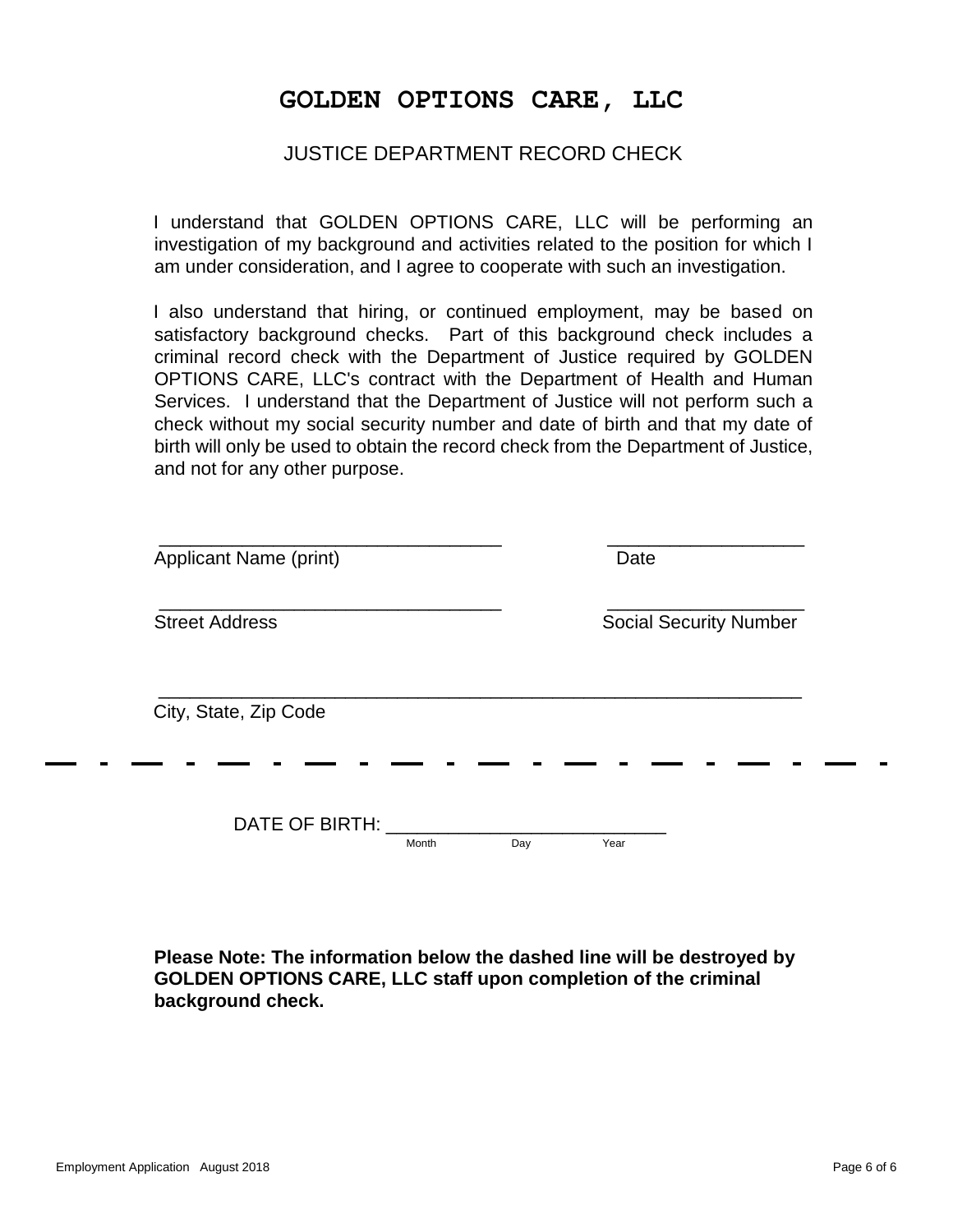# GOLDEN OPTIONS CARE, LLC

## JUSTICE DEPARTMENT RECORD CHECK

I understand that GOLDEN OPTIONS CARE, LLC will be performing an investigation of my background and activities related to the position for which I am under consideration, and I agree to cooperate with such an investigation.

I also understand that hiring, or continued employment, may be based on satisfactory background checks. Part of this background check includes a criminal record check with the Department of Justice required by GOLDEN OPTIONS CARE, LLC's contract with the Department of Health and Human Services. I understand that the Department of Justice will not perform such a check without my social security number and date of birth and that my date of birth will only be used to obtain the record check from the Department of Justice, and not for any other purpose.

_________________________________ ___________________
Applicant Name (print) Date

_________________________________ ___________________
Street Address Social Security Number

_______________________________________________________________
City, State, Zip Code

— - — - — - — - — - — - — - — - — - — -

DATE OF BIRTH: ___________________________
Month Day Year

**Please Note: The information below the dashed line will be destroyed by GOLDEN OPTIONS CARE, LLC staff upon completion of the criminal background check.**

Employment Application August 2018